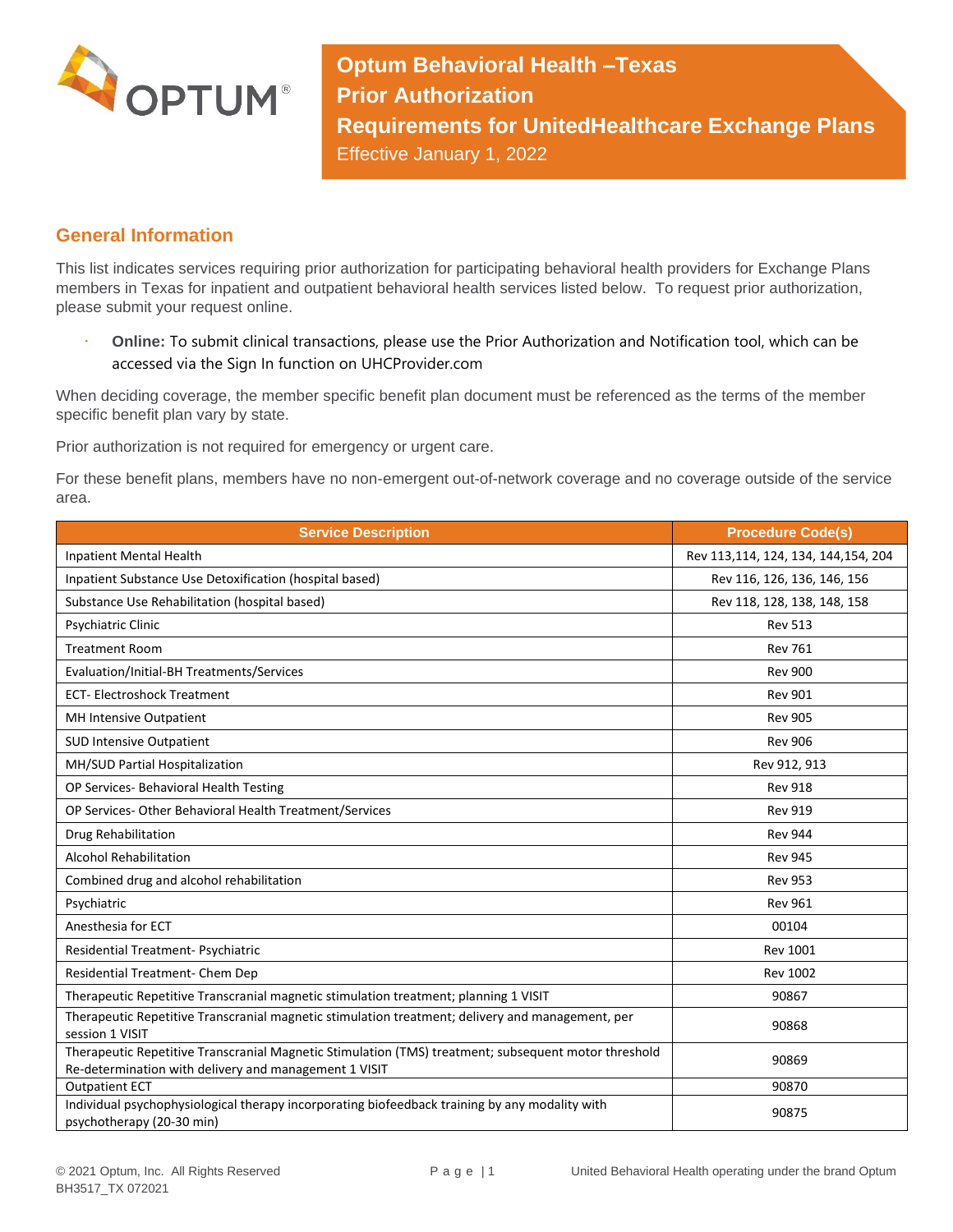# Optum Behavioral Health –Texas Prior Authorization Requirements for UnitedHealthcare Exchange Plans

Effective January 1, 2022

## General Information

This list indicates services requiring prior authorization for participating behavioral health providers for Exchange Plans members in Texas for inpatient and outpatient behavioral health services listed below. To request prior authorization, please submit your request online.

- **Online:** To submit clinical transactions, please use the Prior Authorization and Notification tool, which can be accessed via the Sign In function on UHCProvider.com

When deciding coverage, the member specific benefit plan document must be referenced as the terms of the member specific benefit plan vary by state.

Prior authorization is not required for emergency or urgent care.

For these benefit plans, members have no non-emergent out-of-network coverage and no coverage outside of the service area.

| Service Description | Procedure Code(s) |
|---|---|
| Inpatient Mental Health | Rev 113,114, 124, 134, 144,154, 204 |
| Inpatient Substance Use Detoxification (hospital based) | Rev 116, 126, 136, 146, 156 |
| Substance Use Rehabilitation (hospital based) | Rev 118, 128, 138, 148, 158 |
| Psychiatric Clinic | Rev 513 |
| Treatment Room | Rev 761 |
| Evaluation/Initial-BH Treatments/Services | Rev 900 |
| ECT- Electroshock Treatment | Rev 901 |
| MH Intensive Outpatient | Rev 905 |
| SUD Intensive Outpatient | Rev 906 |
| MH/SUD Partial Hospitalization | Rev 912, 913 |
| OP Services- Behavioral Health Testing | Rev 918 |
| OP Services- Other Behavioral Health Treatment/Services | Rev 919 |
| Drug Rehabilitation | Rev 944 |
| Alcohol Rehabilitation | Rev 945 |
| Combined drug and alcohol rehabilitation | Rev 953 |
| Psychiatric | Rev 961 |
| Anesthesia for ECT | 00104 |
| Residential Treatment- Psychiatric | Rev 1001 |
| Residential Treatment- Chem Dep | Rev 1002 |
| Therapeutic Repetitive Transcranial magnetic stimulation treatment; planning 1 VISIT | 90867 |
| Therapeutic Repetitive Transcranial magnetic stimulation treatment; delivery and management, per session 1 VISIT | 90868 |
| Therapeutic Repetitive Transcranial Magnetic Stimulation (TMS) treatment; subsequent motor threshold Re-determination with delivery and management 1 VISIT | 90869 |
| Outpatient ECT | 90870 |
| Individual psychophysiological therapy incorporating biofeedback training by any modality with psychotherapy (20-30 min) | 90875 |

© 2021 Optum, Inc. All Rights Reserved
BH3517_TX 072021

United Behavioral Health operating under the brand Optum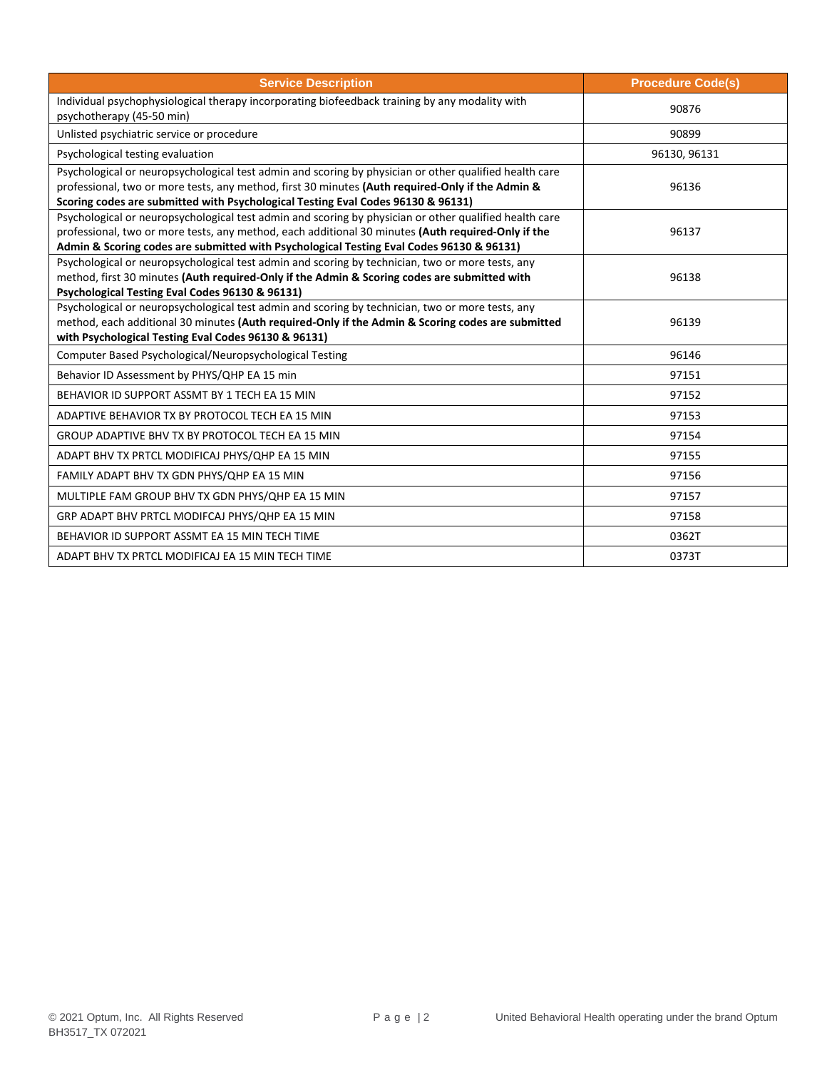| Service Description | Procedure Code(s) |
|---|---|
| Individual psychophysiological therapy incorporating biofeedback training by any modality with psychotherapy (45-50 min) | 90876 |
| Unlisted psychiatric service or procedure | 90899 |
| Psychological testing evaluation | 96130, 96131 |
| Psychological or neuropsychological test admin and scoring by physician or other qualified health care professional, two or more tests, any method, first 30 minutes **(Auth required-Only if the Admin & Scoring codes are submitted with Psychological Testing Eval Codes 96130 & 96131)** | 96136 |
| Psychological or neuropsychological test admin and scoring by physician or other qualified health care professional, two or more tests, any method, each additional 30 minutes **(Auth required-Only if the Admin & Scoring codes are submitted with Psychological Testing Eval Codes 96130 & 96131)** | 96137 |
| Psychological or neuropsychological test admin and scoring by technician, two or more tests, any method, first 30 minutes **(Auth required-Only if the Admin & Scoring codes are submitted with Psychological Testing Eval Codes 96130 & 96131)** | 96138 |
| Psychological or neuropsychological test admin and scoring by technician, two or more tests, any method, each additional 30 minutes **(Auth required-Only if the Admin & Scoring codes are submitted with Psychological Testing Eval Codes 96130 & 96131)** | 96139 |
| Computer Based Psychological/Neuropsychological Testing | 96146 |
| Behavior ID Assessment by PHYS/QHP EA 15 min | 97151 |
| BEHAVIOR ID SUPPORT ASSMT BY 1 TECH EA 15 MIN | 97152 |
| ADAPTIVE BEHAVIOR TX BY PROTOCOL TECH EA 15 MIN | 97153 |
| GROUP ADAPTIVE BHV TX BY PROTOCOL TECH EA 15 MIN | 97154 |
| ADAPT BHV TX PRTCL MODIFICAJ PHYS/QHP EA 15 MIN | 97155 |
| FAMILY ADAPT BHV TX GDN PHYS/QHP EA 15 MIN | 97156 |
| MULTIPLE FAM GROUP BHV TX GDN PHYS/QHP EA 15 MIN | 97157 |
| GRP ADAPT BHV PRTCL MODIFCAJ PHYS/QHP EA 15 MIN | 97158 |
| BEHAVIOR ID SUPPORT ASSMT EA 15 MIN TECH TIME | 0362T |
| ADAPT BHV TX PRTCL MODIFICAJ EA 15 MIN TECH TIME | 0373T |

© 2021 Optum, Inc. All Rights Reserved
BH3517_TX 072021

United Behavioral Health operating under the brand Optum